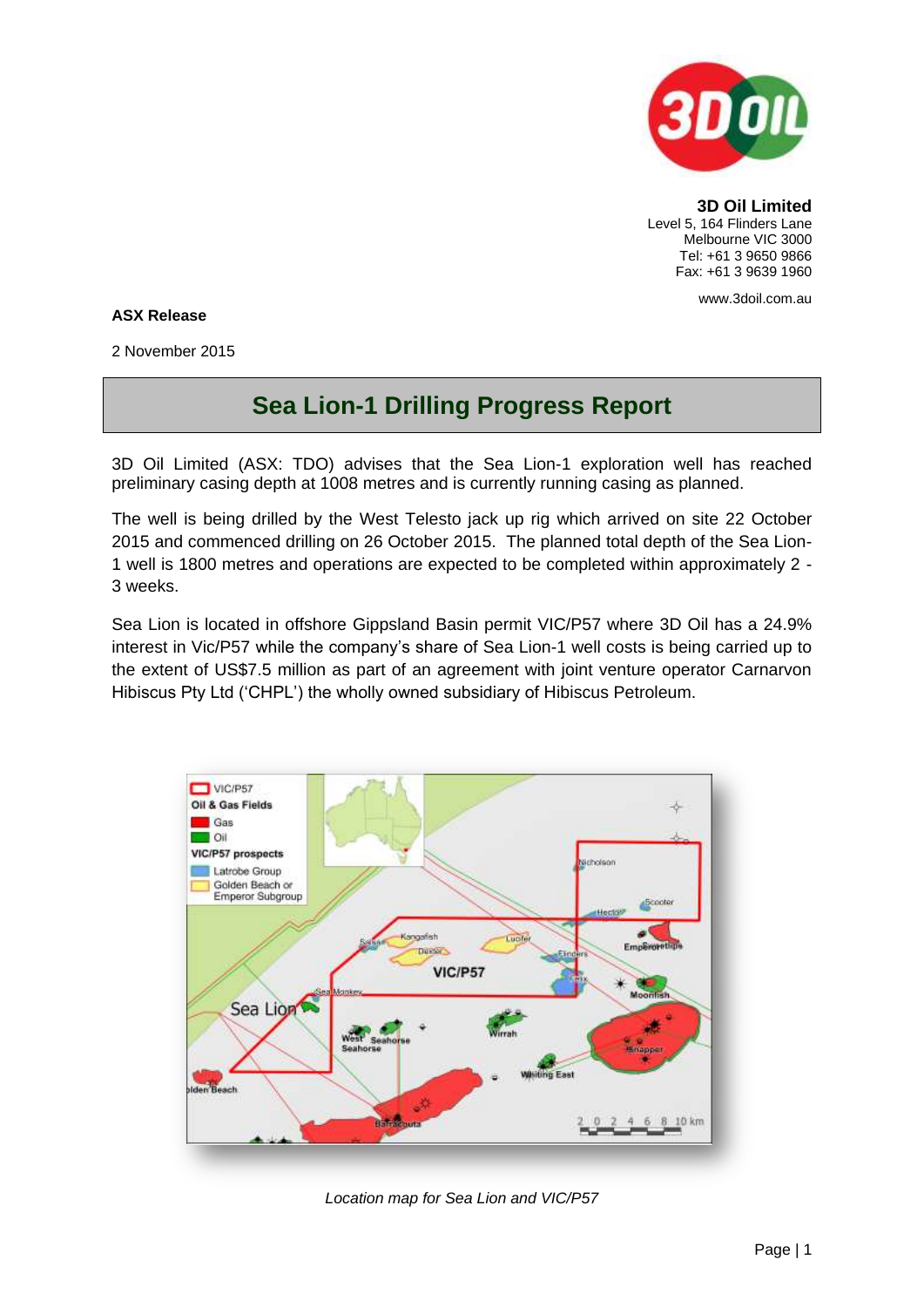**3D Oil Limited**
Level 5, 164 Flinders Lane
Melbourne VIC 3000
Tel: +61 3 9650 9866
Fax: +61 3 9639 1960

www.3doil.com.au

**ASX Release**

2 November 2015

# Sea Lion-1 Drilling Progress Report

3D Oil Limited (ASX: TDO) advises that the Sea Lion-1 exploration well has reached preliminary casing depth at 1008 metres and is currently running casing as planned.

The well is being drilled by the West Telesto jack up rig which arrived on site 22 October 2015 and commenced drilling on 26 October 2015. The planned total depth of the Sea Lion-1 well is 1800 metres and operations are expected to be completed within approximately 2 - 3 weeks.

Sea Lion is located in offshore Gippsland Basin permit VIC/P57 where 3D Oil has a 24.9% interest in Vic/P57 while the company's share of Sea Lion-1 well costs is being carried up to the extent of US$7.5 million as part of an agreement with joint venture operator Carnarvon Hibiscus Pty Ltd ('CHPL') the wholly owned subsidiary of Hibiscus Petroleum.

*Location map for Sea Lion and VIC/P57*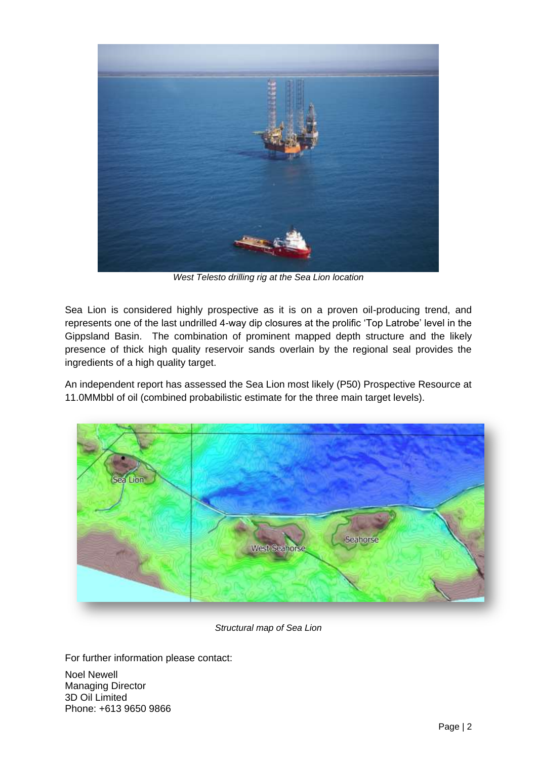*West Telesto drilling rig at the Sea Lion location*

Sea Lion is considered highly prospective as it is on a proven oil-producing trend, and represents one of the last undrilled 4-way dip closures at the prolific 'Top Latrobe' level in the Gippsland Basin. The combination of prominent mapped depth structure and the likely presence of thick high quality reservoir sands overlain by the regional seal provides the ingredients of a high quality target.

An independent report has assessed the Sea Lion most likely (P50) Prospective Resource at 11.0MMbbl of oil (combined probabilistic estimate for the three main target levels).

Sea Lion

West Seahorse

Seahorse

*Structural map of Sea Lion*

For further information please contact:

Noel Newell
Managing Director
3D Oil Limited
Phone: +613 9650 9866